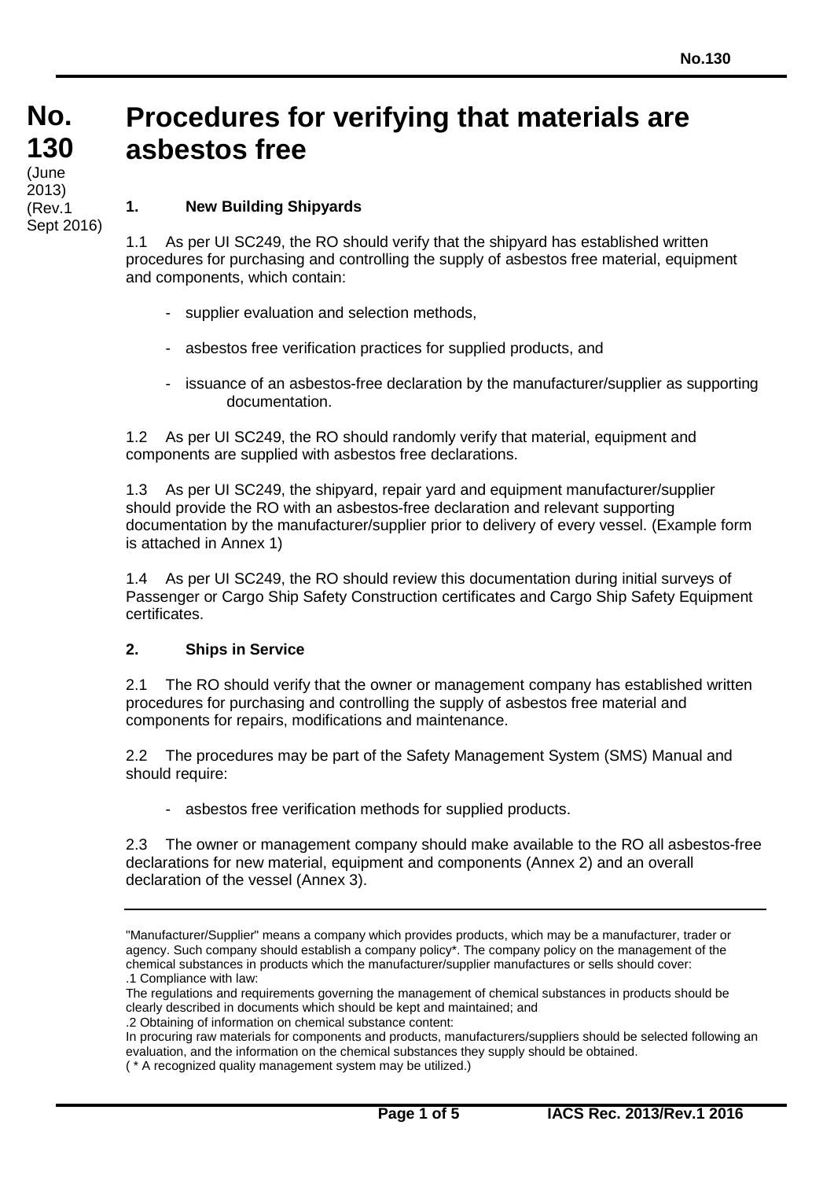# No. 130 Procedures for verifying that materials are asbestos free

(June 2013)
(Rev.1 Sept 2016)

## 1. New Building Shipyards

1.1 As per UI SC249, the RO should verify that the shipyard has established written procedures for purchasing and controlling the supply of asbestos free material, equipment and components, which contain:

- supplier evaluation and selection methods,
- asbestos free verification practices for supplied products, and
- issuance of an asbestos-free declaration by the manufacturer/supplier as supporting documentation.

1.2 As per UI SC249, the RO should randomly verify that material, equipment and components are supplied with asbestos free declarations.

1.3 As per UI SC249, the shipyard, repair yard and equipment manufacturer/supplier should provide the RO with an asbestos-free declaration and relevant supporting documentation by the manufacturer/supplier prior to delivery of every vessel. (Example form is attached in Annex 1)

1.4 As per UI SC249, the RO should review this documentation during initial surveys of Passenger or Cargo Ship Safety Construction certificates and Cargo Ship Safety Equipment certificates.

## 2. Ships in Service

2.1 The RO should verify that the owner or management company has established written procedures for purchasing and controlling the supply of asbestos free material and components for repairs, modifications and maintenance.

2.2 The procedures may be part of the Safety Management System (SMS) Manual and should require:

- asbestos free verification methods for supplied products.

2.3 The owner or management company should make available to the RO all asbestos-free declarations for new material, equipment and components (Annex 2) and an overall declaration of the vessel (Annex 3).

---

"Manufacturer/Supplier" means a company which provides products, which may be a manufacturer, trader or agency. Such company should establish a company policy*. The company policy on the management of the chemical substances in products which the manufacturer/supplier manufactures or sells should cover:
.1 Compliance with law:
The regulations and requirements governing the management of chemical substances in products should be clearly described in documents which should be kept and maintained; and
.2 Obtaining of information on chemical substance content:
In procuring raw materials for components and products, manufacturers/suppliers should be selected following an evaluation, and the information on the chemical substances they supply should be obtained.
( * A recognized quality management system may be utilized.)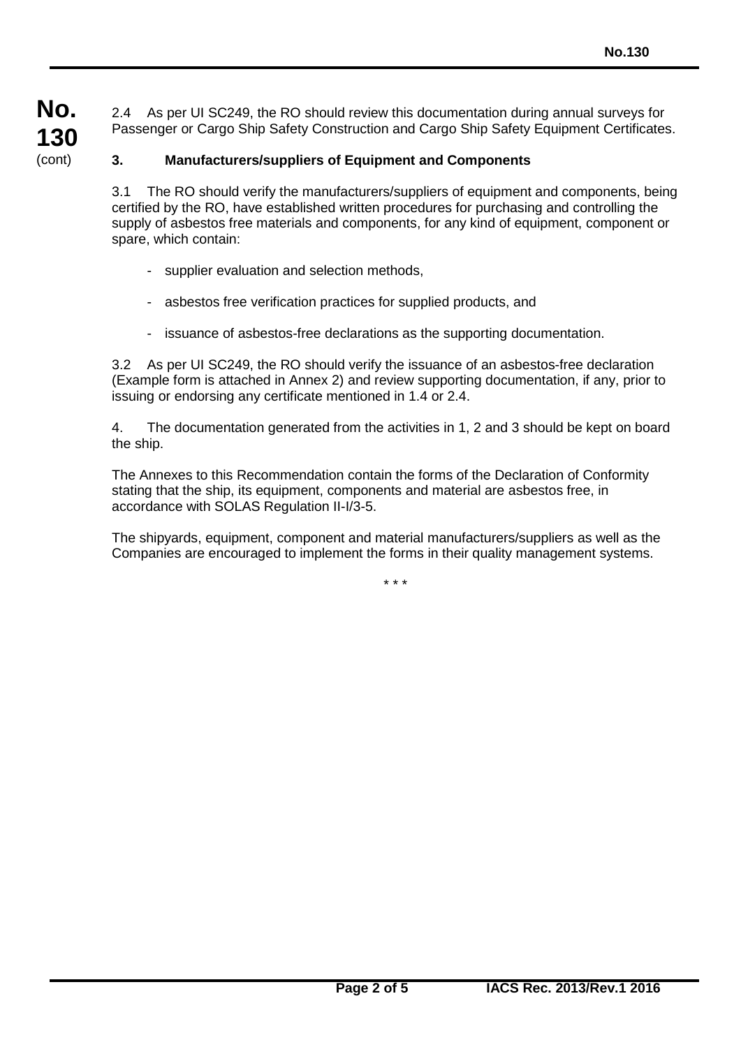2.4 As per UI SC249, the RO should review this documentation during annual surveys for Passenger or Cargo Ship Safety Construction and Cargo Ship Safety Equipment Certificates.

## 3. Manufacturers/suppliers of Equipment and Components

3.1 The RO should verify the manufacturers/suppliers of equipment and components, being certified by the RO, have established written procedures for purchasing and controlling the supply of asbestos free materials and components, for any kind of equipment, component or spare, which contain:

- supplier evaluation and selection methods,
- asbestos free verification practices for supplied products, and
- issuance of asbestos-free declarations as the supporting documentation.

3.2 As per UI SC249, the RO should verify the issuance of an asbestos-free declaration (Example form is attached in Annex 2) and review supporting documentation, if any, prior to issuing or endorsing any certificate mentioned in 1.4 or 2.4.

4. The documentation generated from the activities in 1, 2 and 3 should be kept on board the ship.

The Annexes to this Recommendation contain the forms of the Declaration of Conformity stating that the ship, its equipment, components and material are asbestos free, in accordance with SOLAS Regulation II-I/3-5.

The shipyards, equipment, component and material manufacturers/suppliers as well as the Companies are encouraged to implement the forms in their quality management systems.

* * *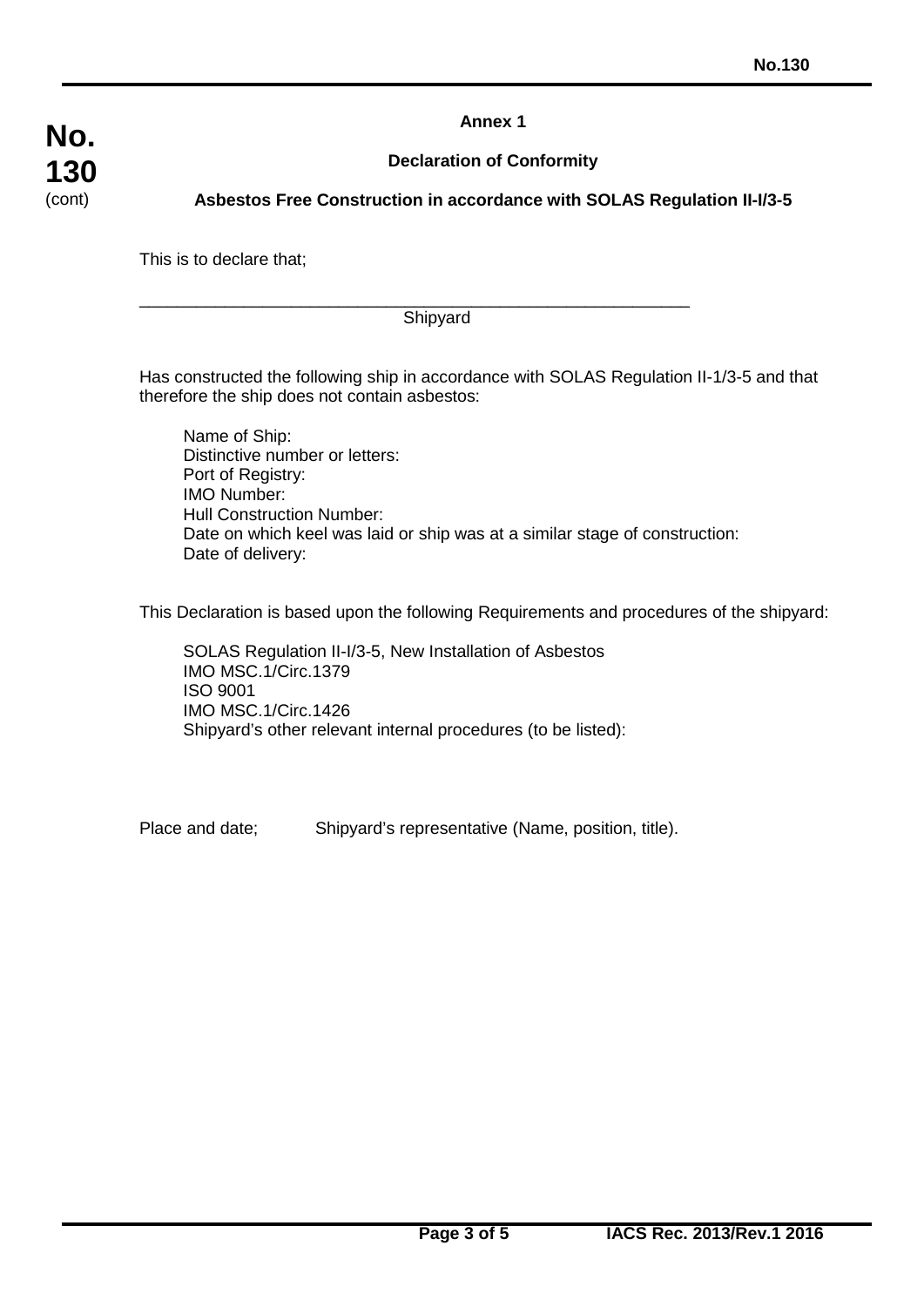## Annex 1

### Declaration of Conformity

### Asbestos Free Construction in accordance with SOLAS Regulation II-I/3-5

This is to declare that;

_____________________________________________________________

Shipyard

Has constructed the following ship in accordance with SOLAS Regulation II-1/3-5 and that therefore the ship does not contain asbestos:

Name of Ship:
Distinctive number or letters:
Port of Registry:
IMO Number:
Hull Construction Number:
Date on which keel was laid or ship was at a similar stage of construction:
Date of delivery:

This Declaration is based upon the following Requirements and procedures of the shipyard:

SOLAS Regulation II-I/3-5, New Installation of Asbestos
IMO MSC.1/Circ.1379
ISO 9001
IMO MSC.1/Circ.1426
Shipyard's other relevant internal procedures (to be listed):

Place and date;     Shipyard's representative (Name, position, title).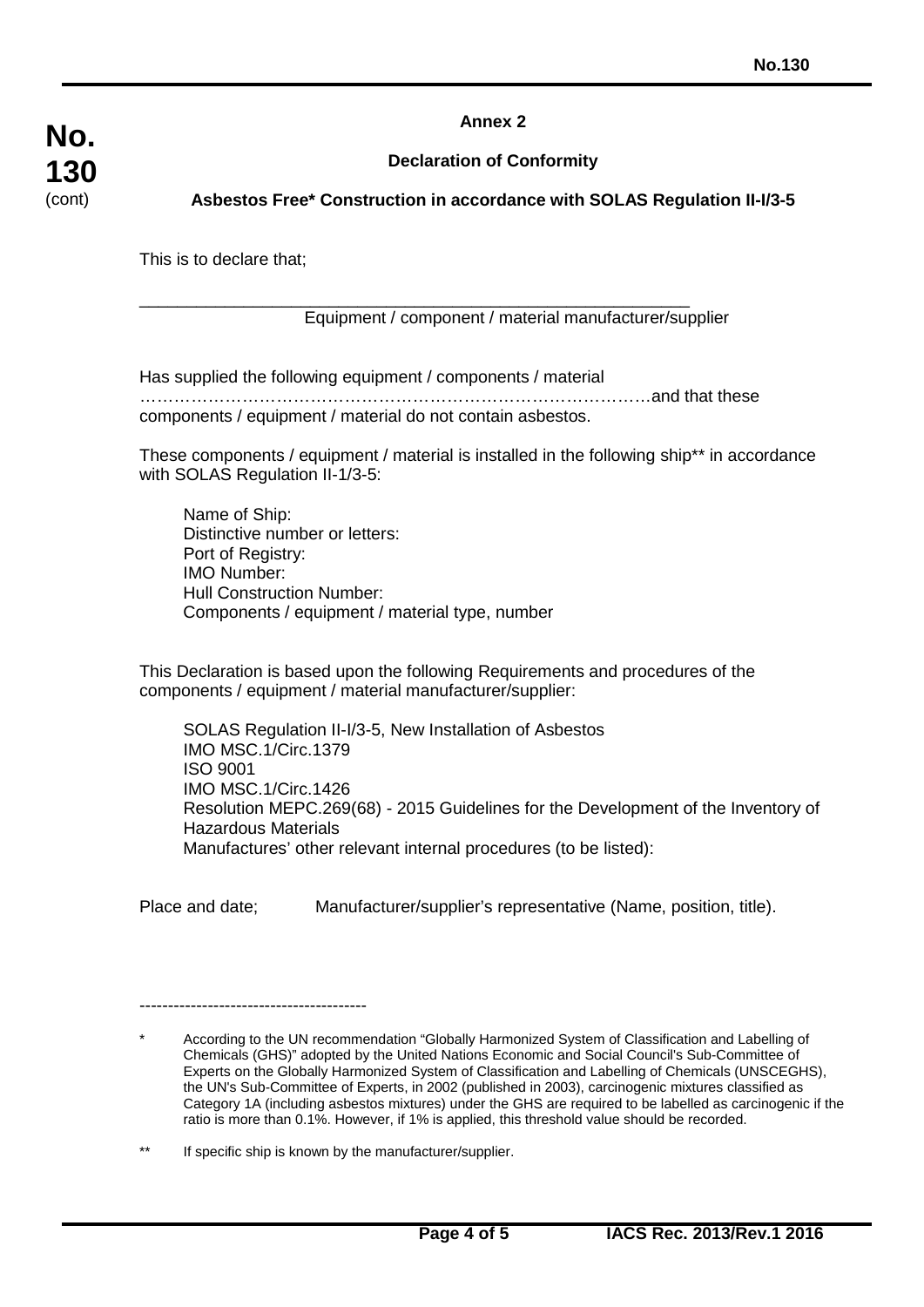**No. 130** (cont)

## Annex 2

### Declaration of Conformity

### Asbestos Free* Construction in accordance with SOLAS Regulation II-I/3-5

This is to declare that;

\_\_\_\_\_\_\_\_\_\_\_\_\_\_\_\_\_\_\_\_\_\_\_\_\_\_\_\_\_\_\_\_\_\_\_\_\_\_\_\_\_\_\_\_\_\_\_\_\_\_\_\_\_\_\_\_\_\_\_\_
Equipment / component / material manufacturer/supplier

Has supplied the following equipment / components / material
……………………………………………………………………………and that these components / equipment / material do not contain asbestos.

These components / equipment / material is installed in the following ship** in accordance with SOLAS Regulation II-1/3-5:

Name of Ship:
Distinctive number or letters:
Port of Registry:
IMO Number:
Hull Construction Number:
Components / equipment / material type, number

This Declaration is based upon the following Requirements and procedures of the components / equipment / material manufacturer/supplier:

SOLAS Regulation II-I/3-5, New Installation of Asbestos
IMO MSC.1/Circ.1379
ISO 9001
IMO MSC.1/Circ.1426
Resolution MEPC.269(68) - 2015 Guidelines for the Development of the Inventory of Hazardous Materials
Manufactures' other relevant internal procedures (to be listed):

Place and date; Manufacturer/supplier's representative (Name, position, title).

---------------------------------------

\* According to the UN recommendation "Globally Harmonized System of Classification and Labelling of Chemicals (GHS)" adopted by the United Nations Economic and Social Council's Sub-Committee of Experts on the Globally Harmonized System of Classification and Labelling of Chemicals (UNSCEGHS), the UN's Sub-Committee of Experts, in 2002 (published in 2003), carcinogenic mixtures classified as Category 1A (including asbestos mixtures) under the GHS are required to be labelled as carcinogenic if the ratio is more than 0.1%. However, if 1% is applied, this threshold value should be recorded.

\*\* If specific ship is known by the manufacturer/supplier.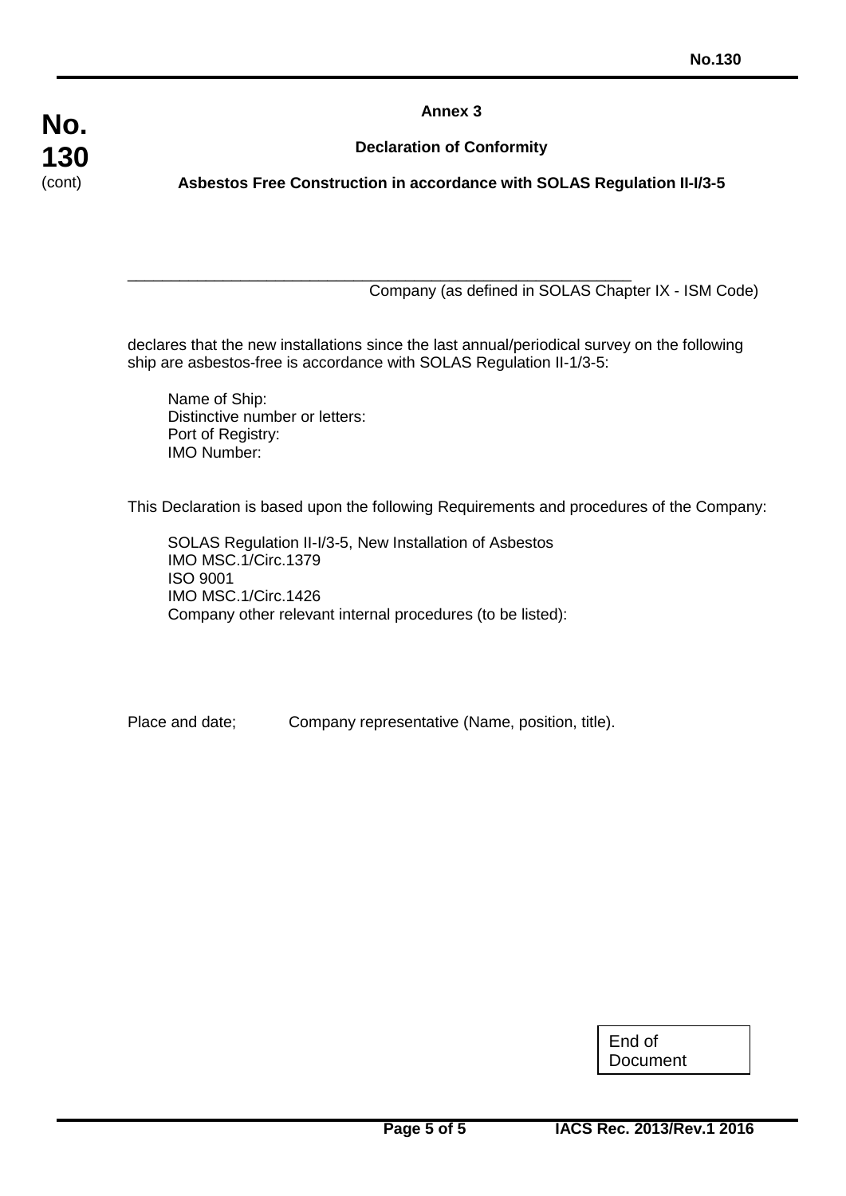**No. 130** (cont)

## Annex 3

### Declaration of Conformity

### Asbestos Free Construction in accordance with SOLAS Regulation II-I/3-5

_______________________________________________________________

Company (as defined in SOLAS Chapter IX - ISM Code)

declares that the new installations since the last annual/periodical survey on the following ship are asbestos-free is accordance with SOLAS Regulation II-1/3-5:

Name of Ship:
Distinctive number or letters:
Port of Registry:
IMO Number:

This Declaration is based upon the following Requirements and procedures of the Company:

SOLAS Regulation II-I/3-5, New Installation of Asbestos
IMO MSC.1/Circ.1379
ISO 9001
IMO MSC.1/Circ.1426
Company other relevant internal procedures (to be listed):

Place and date; Company representative (Name, position, title).

End of Document